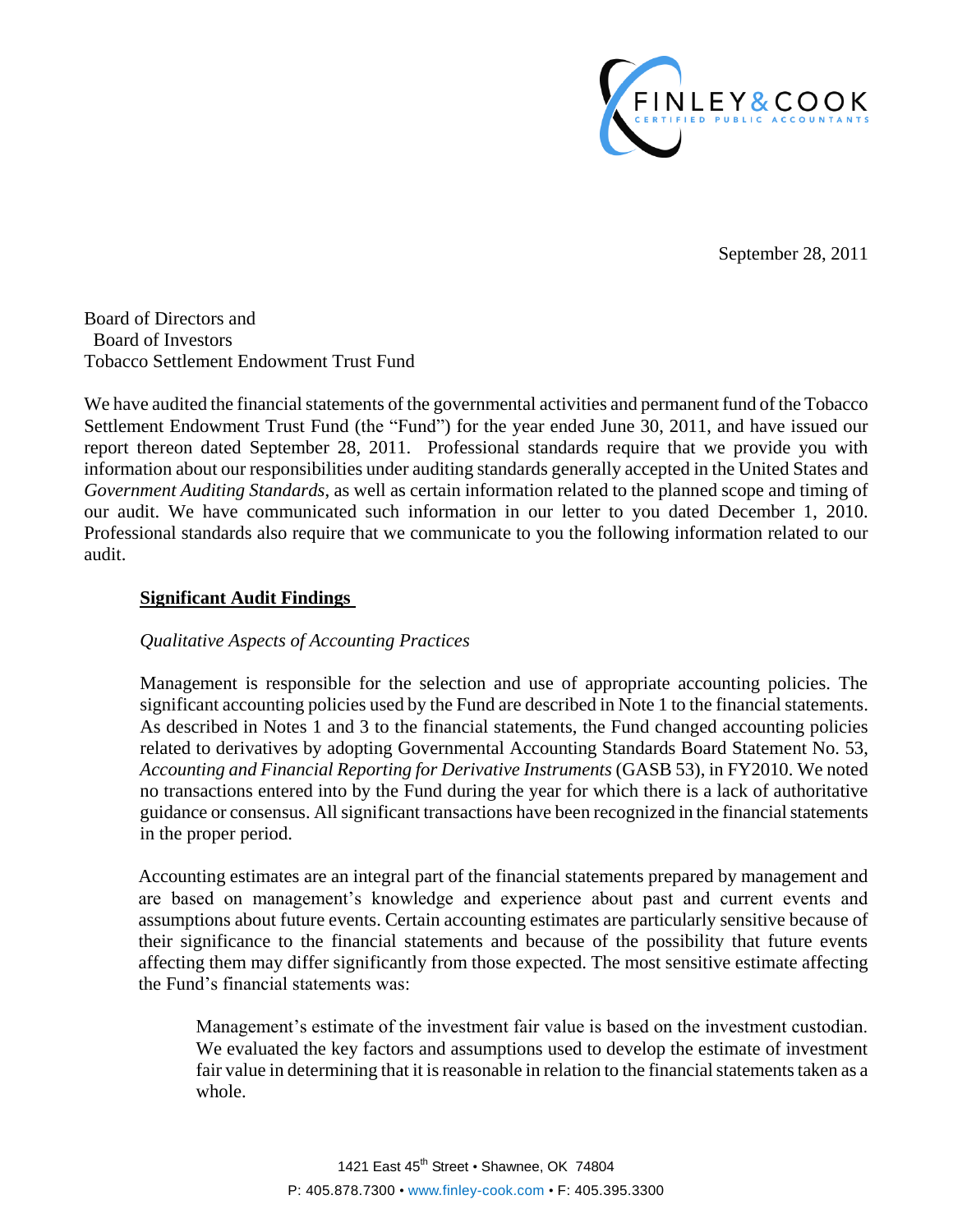FINLEY & COOK
CERTIFIED PUBLIC ACCOUNTANTS

September 28, 2011

Board of Directors and
Board of Investors
Tobacco Settlement Endowment Trust Fund

We have audited the financial statements of the governmental activities and permanent fund of the Tobacco Settlement Endowment Trust Fund (the "Fund") for the year ended June 30, 2011, and have issued our report thereon dated September 28, 2011. Professional standards require that we provide you with information about our responsibilities under auditing standards generally accepted in the United States and *Government Auditing Standards*, as well as certain information related to the planned scope and timing of our audit. We have communicated such information in our letter to you dated December 1, 2010. Professional standards also require that we communicate to you the following information related to our audit.

## Significant Audit Findings

*Qualitative Aspects of Accounting Practices*

Management is responsible for the selection and use of appropriate accounting policies. The significant accounting policies used by the Fund are described in Note 1 to the financial statements. As described in Notes 1 and 3 to the financial statements, the Fund changed accounting policies related to derivatives by adopting Governmental Accounting Standards Board Statement No. 53, *Accounting and Financial Reporting for Derivative Instruments* (GASB 53), in FY2010. We noted no transactions entered into by the Fund during the year for which there is a lack of authoritative guidance or consensus. All significant transactions have been recognized in the financial statements in the proper period.

Accounting estimates are an integral part of the financial statements prepared by management and are based on management's knowledge and experience about past and current events and assumptions about future events. Certain accounting estimates are particularly sensitive because of their significance to the financial statements and because of the possibility that future events affecting them may differ significantly from those expected. The most sensitive estimate affecting the Fund's financial statements was:

> Management's estimate of the investment fair value is based on the investment custodian. We evaluated the key factors and assumptions used to develop the estimate of investment fair value in determining that it is reasonable in relation to the financial statements taken as a whole.

1421 East 45th Street • Shawnee, OK 74804
P: 405.878.7300 • www.finley-cook.com • F: 405.395.3300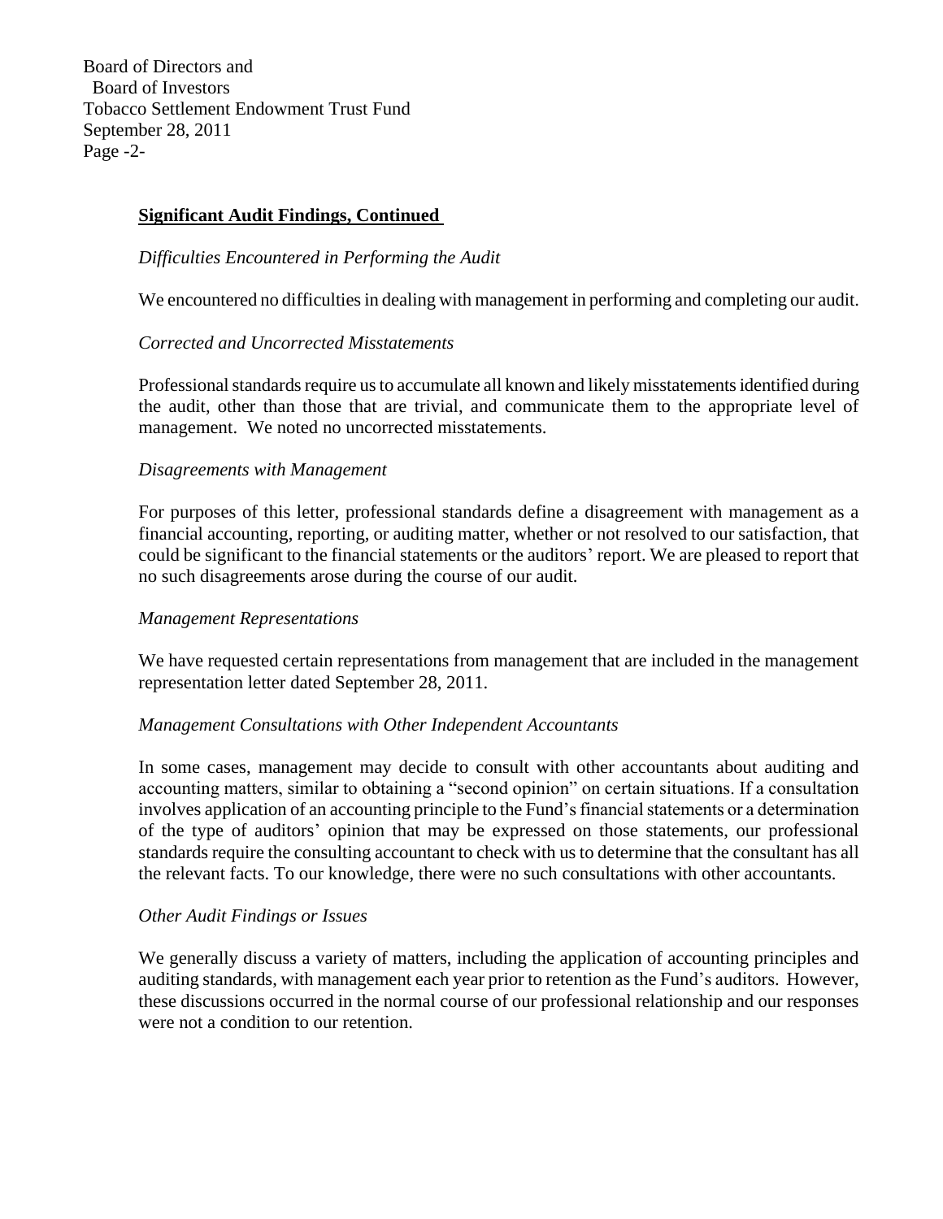## Significant Audit Findings, Continued

*Difficulties Encountered in Performing the Audit*

We encountered no difficulties in dealing with management in performing and completing our audit.

*Corrected and Uncorrected Misstatements*

Professional standards require us to accumulate all known and likely misstatements identified during the audit, other than those that are trivial, and communicate them to the appropriate level of management. We noted no uncorrected misstatements.

*Disagreements with Management*

For purposes of this letter, professional standards define a disagreement with management as a financial accounting, reporting, or auditing matter, whether or not resolved to our satisfaction, that could be significant to the financial statements or the auditors' report. We are pleased to report that no such disagreements arose during the course of our audit.

*Management Representations*

We have requested certain representations from management that are included in the management representation letter dated September 28, 2011.

*Management Consultations with Other Independent Accountants*

In some cases, management may decide to consult with other accountants about auditing and accounting matters, similar to obtaining a "second opinion" on certain situations. If a consultation involves application of an accounting principle to the Fund's financial statements or a determination of the type of auditors' opinion that may be expressed on those statements, our professional standards require the consulting accountant to check with us to determine that the consultant has all the relevant facts. To our knowledge, there were no such consultations with other accountants.

*Other Audit Findings or Issues*

We generally discuss a variety of matters, including the application of accounting principles and auditing standards, with management each year prior to retention as the Fund's auditors. However, these discussions occurred in the normal course of our professional relationship and our responses were not a condition to our retention.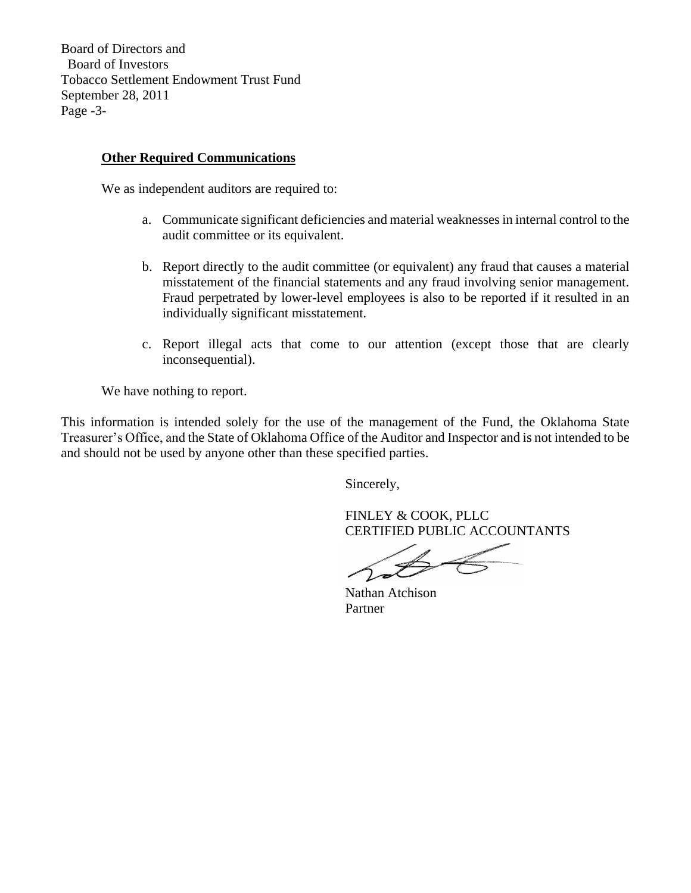Board of Directors and
Board of Investors
Tobacco Settlement Endowment Trust Fund
September 28, 2011
Page -3-

**Other Required Communications**

We as independent auditors are required to:

a. Communicate significant deficiencies and material weaknesses in internal control to the audit committee or its equivalent.

b. Report directly to the audit committee (or equivalent) any fraud that causes a material misstatement of the financial statements and any fraud involving senior management. Fraud perpetrated by lower-level employees is also to be reported if it resulted in an individually significant misstatement.

c. Report illegal acts that come to our attention (except those that are clearly inconsequential).

We have nothing to report.

This information is intended solely for the use of the management of the Fund, the Oklahoma State Treasurer's Office, and the State of Oklahoma Office of the Auditor and Inspector and is not intended to be and should not be used by anyone other than these specified parties.

Sincerely,

FINLEY & COOK, PLLC
CERTIFIED PUBLIC ACCOUNTANTS

Nathan Atchison
Partner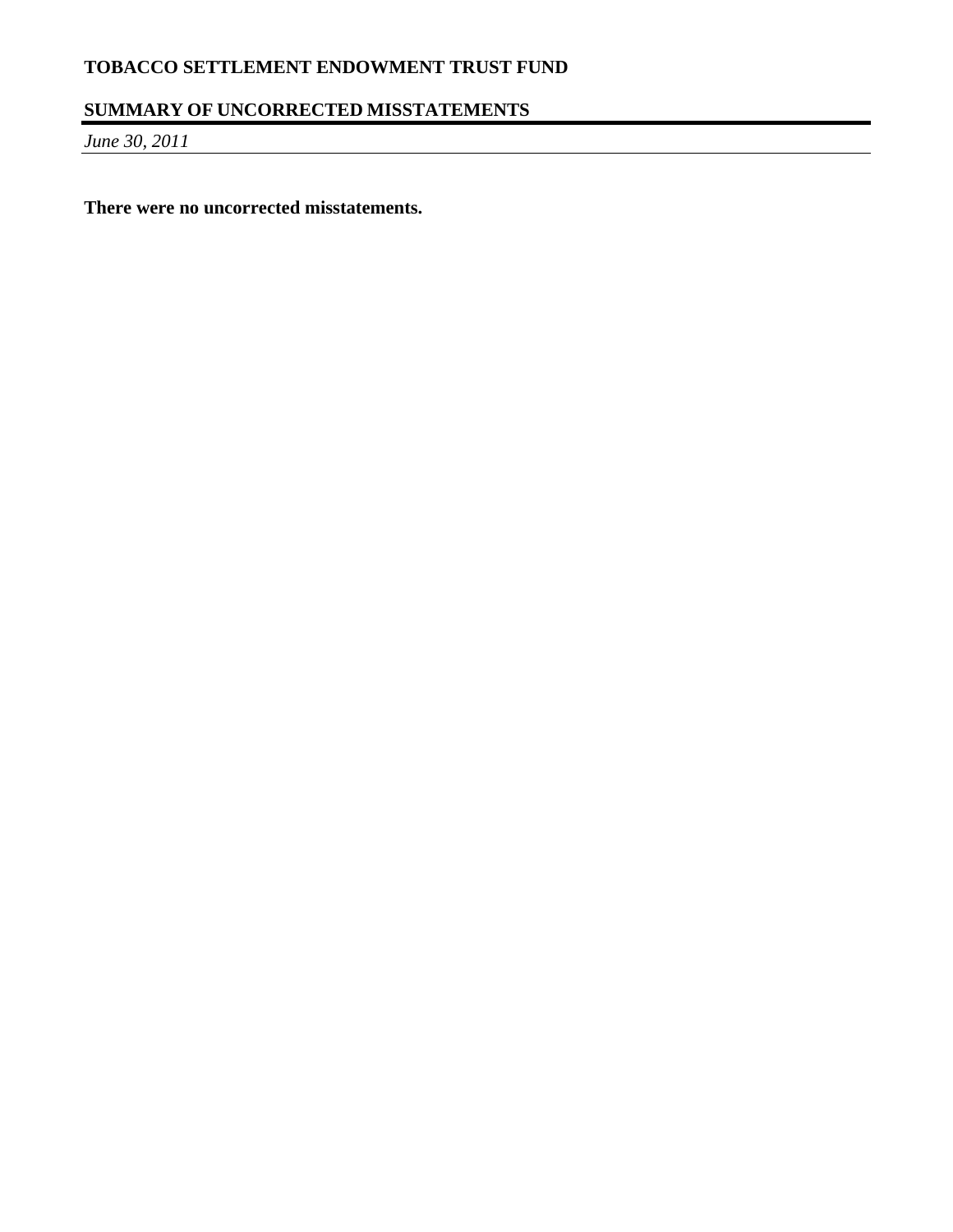# TOBACCO SETTLEMENT ENDOWMENT TRUST FUND

## SUMMARY OF UNCORRECTED MISSTATEMENTS

*June 30, 2011*

**There were no uncorrected misstatements.**